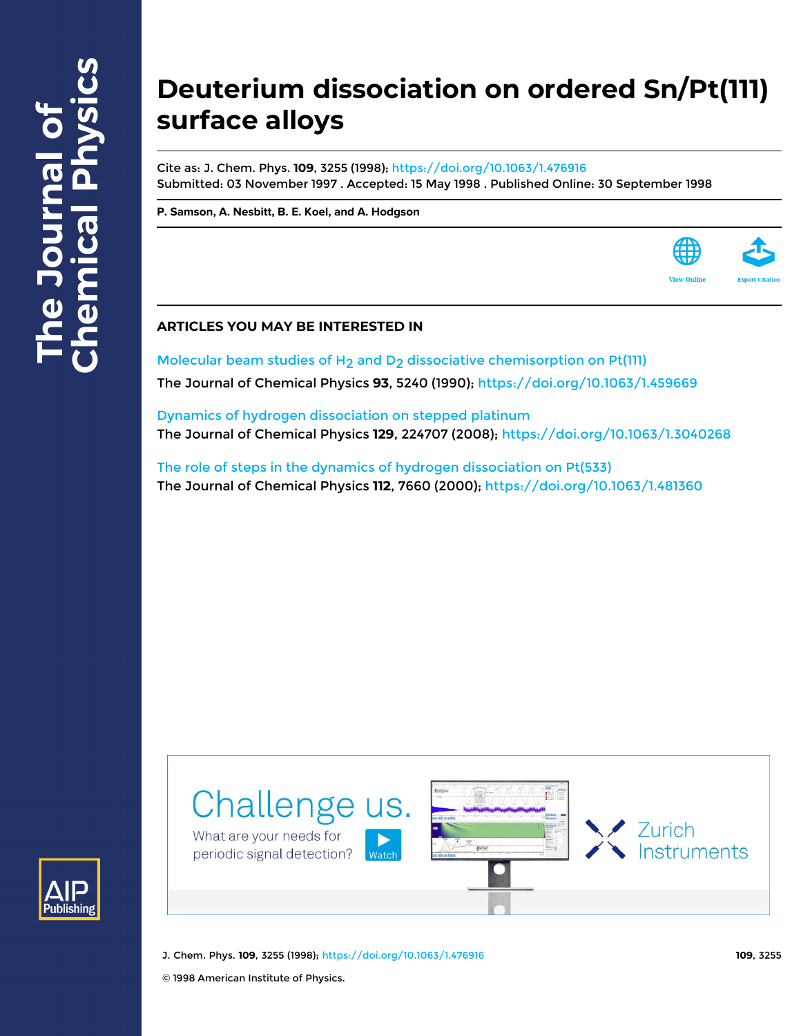# Deuterium dissociation on ordered Sn/Pt(111) surface alloys

Cite as: J. Chem. Phys. **109**, 3255 (1998); https://doi.org/10.1063/1.476916

Submitted: 03 November 1997 . Accepted: 15 May 1998 . Published Online: 30 September 1998

**P. Samson, A. Nesbitt, B. E. Koel, and A. Hodgson**

View Online

Export Citation

## ARTICLES YOU MAY BE INTERESTED IN

Molecular beam studies of $H_2$ and $D_2$ dissociative chemisorption on Pt(111)
The Journal of Chemical Physics **93**, 5240 (1990); https://doi.org/10.1063/1.459669

Dynamics of hydrogen dissociation on stepped platinum
The Journal of Chemical Physics **129**, 224707 (2008); https://doi.org/10.1063/1.3040268

The role of steps in the dynamics of hydrogen dissociation on Pt(533)
The Journal of Chemical Physics **112**, 7660 (2000); https://doi.org/10.1063/1.481360

© 1998 American Institute of Physics.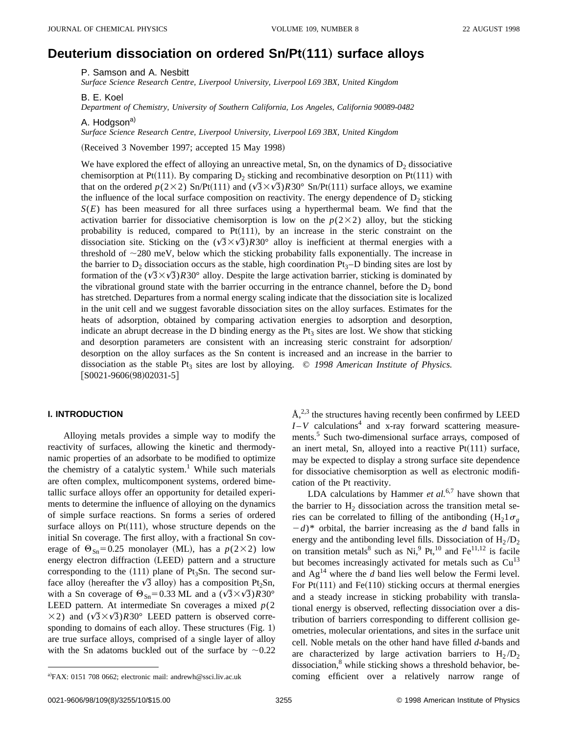# Deuterium dissociation on ordered Sn/Pt(111) surface alloys

P. Samson and A. Nesbitt
*Surface Science Research Centre, Liverpool University, Liverpool L69 3BX, United Kingdom*

B. E. Koel
*Department of Chemistry, University of Southern California, Los Angeles, California 90089-0482*

A. Hodgson[a)]
*Surface Science Research Centre, Liverpool University, Liverpool L69 3BX, United Kingdom*

(Received 3 November 1997; accepted 15 May 1998)

We have explored the effect of alloying an unreactive metal, Sn, on the dynamics of $D_2$ dissociative chemisorption at Pt(111). By comparing $D_2$ sticking and recombinative desorption on Pt(111) with that on the ordered $p(2\times2)$ Sn/Pt(111) and $(\sqrt{3}\times\sqrt{3})R30°$ Sn/Pt(111) surface alloys, we examine the influence of the local surface composition on reactivity. The energy dependence of $D_2$ sticking $S(E)$ has been measured for all three surfaces using a hyperthermal beam. We find that the activation barrier for dissociative chemisorption is low on the $p(2\times2)$ alloy, but the sticking probability is reduced, compared to Pt(111), by an increase in the steric constraint on the dissociation site. Sticking on the $(\sqrt{3}\times\sqrt{3})R30°$ alloy is inefficient at thermal energies with a threshold of ~280 meV, below which the sticking probability falls exponentially. The increase in the barrier to $D_2$ dissociation occurs as the stable, high coordination $Pt_3$–D binding sites are lost by formation of the $(\sqrt{3}\times\sqrt{3})R30°$ alloy. Despite the large activation barrier, sticking is dominated by the vibrational ground state with the barrier occurring in the entrance channel, before the $D_2$ bond has stretched. Departures from a normal energy scaling indicate that the dissociation site is localized in the unit cell and we suggest favorable dissociation sites on the alloy surfaces. Estimates for the heats of adsorption, obtained by comparing activation energies to adsorption and desorption, indicate an abrupt decrease in the D binding energy as the $Pt_3$ sites are lost. We show that sticking and desorption parameters are consistent with an increasing steric constraint for adsorption/desorption on the alloy surfaces as the Sn content is increased and an increase in the barrier to dissociation as the stable $Pt_3$ sites are lost by alloying. © *1998 American Institute of Physics.* [S0021-9606(98)02031-5]

## I. INTRODUCTION

Alloying metals provides a simple way to modify the reactivity of surfaces, allowing the kinetic and thermodynamic properties of an adsorbate to be modified to optimize the chemistry of a catalytic system.[1] While such materials are often complex, multicomponent systems, ordered bimetallic surface alloys offer an opportunity for detailed experiments to determine the influence of alloying on the dynamics of simple surface reactions. Sn forms a series of ordered surface alloys on Pt(111), whose structure depends on the initial Sn coverage. The first alloy, with a fractional Sn coverage of $\Theta_{Sn}=0.25$ monolayer (ML), has a $p(2\times2)$ low energy electron diffraction (LEED) pattern and a structure corresponding to the (111) plane of $Pt_3Sn$. The second surface alloy (hereafter the $\sqrt{3}$ alloy) has a composition $Pt_2Sn$, with a Sn coverage of $\Theta_{Sn}=0.33$ ML and a $(\sqrt{3}\times\sqrt{3})R30°$ LEED pattern. At intermediate Sn coverages a mixed $p(2\times2)$ and $(\sqrt{3}\times\sqrt{3})R30°$ LEED pattern is observed corresponding to domains of each alloy. These structures (Fig. 1) are true surface alloys, comprised of a single layer of alloy with the Sn adatoms buckled out of the surface by ~0.22 Å,[2,3] the structures having recently been confirmed by LEED $I-V$ calculations[4] and x-ray forward scattering measurements.[5] Such two-dimensional surface arrays, composed of an inert metal, Sn, alloyed into a reactive Pt(111) surface, may be expected to display a strong surface site dependence for dissociative chemisorption as well as electronic modification of the Pt reactivity.

LDA calculations by Hammer *et al.*[6,7] have shown that the barrier to $H_2$ dissociation across the transition metal series can be correlated to filling of the antibonding $(H_2 1\sigma_g - d)^*$ orbital, the barrier increasing as the *d* band falls in energy and the antibonding level fills. Dissociation of $H_2/D_2$ on transition metals[8] such as Ni,[9] Pt,[10] and Fe[11,12] is facile but becomes increasingly activated for metals such as Cu[13] and Ag[14] where the *d* band lies well below the Fermi level. For Pt(111) and Fe(110) sticking occurs at thermal energies and a steady increase in sticking probability with translational energy is observed, reflecting dissociation over a distribution of barriers corresponding to different collision geometries, molecular orientations, and sites in the surface unit cell. Noble metals on the other hand have filled *d*-bands and are characterized by large activation barriers to $H_2/D_2$ dissociation,[8] while sticking shows a threshold behavior, becoming efficient over a relatively narrow range of

a)FAX: 0151 708 0662; electronic mail: andrewh@ssci.liv.ac.uk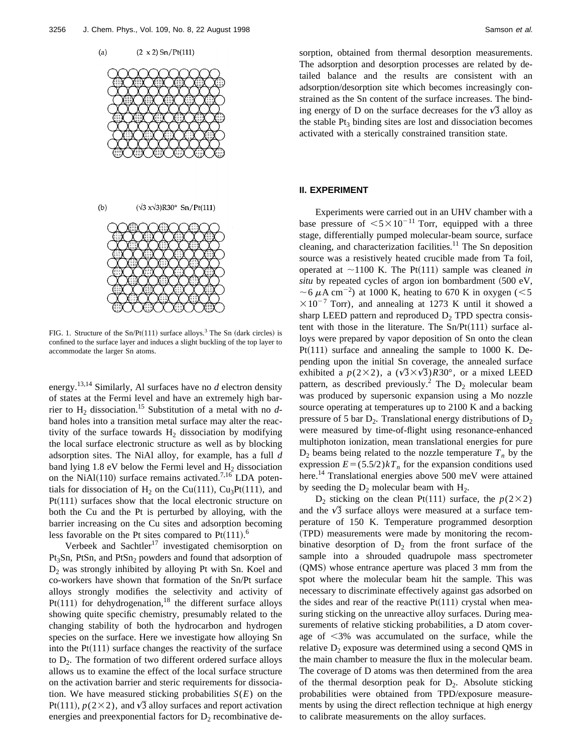(a) $(2\times 2)$ Sn/Pt(111)

(b) $(\sqrt{3}\times\sqrt{3})R30°$ Sn/Pt(111)

FIG. 1. Structure of the Sn/Pt(111) surface alloys.[3] The Sn (dark circles) is confined to the surface layer and induces a slight buckling of the top layer to accommodate the larger Sn atoms.

energy.[13,14] Similarly, Al surfaces have no *d* electron density of states at the Fermi level and have an extremely high barrier to $H_2$ dissociation.[15] Substitution of a metal with no *d*-band holes into a transition metal surface may alter the reactivity of the surface towards $H_2$ dissociation by modifying the local surface electronic structure as well as by blocking adsorption sites. The NiAl alloy, for example, has a full *d* band lying 1.8 eV below the Fermi level and $H_2$ dissociation on the NiAl(110) surface remains activated.[7,16] LDA potentials for dissociation of $H_2$ on the Cu(111), $Cu_3Pt(111)$, and Pt(111) surfaces show that the local electronic structure on both the Cu and the Pt is perturbed by alloying, with the barrier increasing on the Cu sites and adsorption becoming less favorable on the Pt sites compared to Pt(111).[6]

Verbeek and Sachtler[17] investigated chemisorption on $Pt_3Sn$, PtSn, and $PtSn_2$ powders and found that adsorption of $D_2$ was strongly inhibited by alloying Pt with Sn. Koel and co-workers have shown that formation of the Sn/Pt surface alloys strongly modifies the selectivity and activity of Pt(111) for dehydrogenation,[18] the different surface alloys showing quite specific chemistry, presumably related to the changing stability of both the hydrocarbon and hydrogen species on the surface. Here we investigate how alloying Sn into the Pt(111) surface changes the reactivity of the surface to $D_2$. The formation of two different ordered surface alloys allows us to examine the effect of the local surface structure on the activation barrier and steric requirements for dissociation. We have measured sticking probabilities $S(E)$ on the Pt(111), $p(2\times 2)$, and $\sqrt{3}$ alloy surfaces and report activation energies and preexponential factors for $D_2$ recombinative desorption, obtained from thermal desorption measurements. The adsorption and desorption processes are related by detailed balance and the results are consistent with an adsorption/desorption site which becomes increasingly constrained as the Sn content of the surface increases. The binding energy of D on the surface decreases for the $\sqrt{3}$ alloy as the stable $Pt_3$ binding sites are lost and dissociation becomes activated with a sterically constrained transition state.

## II. EXPERIMENT

Experiments were carried out in an UHV chamber with a base pressure of $<5\times 10^{-11}$ Torr, equipped with a three stage, differentially pumped molecular-beam source, surface cleaning, and characterization facilities.[11] The Sn deposition source was a resistively heated crucible made from Ta foil, operated at $\sim$1100 K. The Pt(111) sample was cleaned *in situ* by repeated cycles of argon ion bombardment (500 eV, $\sim 6\ \mu\text{A cm}^{-2}$) at 1000 K, heating to 670 K in oxygen ($<5\times 10^{-7}$ Torr), and annealing at 1273 K until it showed a sharp LEED pattern and reproduced $D_2$ TPD spectra consistent with those in the literature. The Sn/Pt(111) surface alloys were prepared by vapor deposition of Sn onto the clean Pt(111) surface and annealing the sample to 1000 K. Depending upon the initial Sn coverage, the annealed surface exhibited a $p(2\times 2)$, a $(\sqrt{3}\times\sqrt{3})R30°$, or a mixed LEED pattern, as described previously.[2] The $D_2$ molecular beam was produced by supersonic expansion using a Mo nozzle source operating at temperatures up to 2100 K and a backing pressure of 5 bar $D_2$. Translational energy distributions of $D_2$ were measured by time-of-flight using resonance-enhanced multiphoton ionization, mean translational energies for pure $D_2$ beams being related to the nozzle temperature $T_n$ by the expression $E=(5.5/2)kT_n$ for the expansion conditions used here.[14] Translational energies above 500 meV were attained by seeding the $D_2$ molecular beam with $H_2$.

$D_2$ sticking on the clean Pt(111) surface, the $p(2\times 2)$ and the $\sqrt{3}$ surface alloys were measured at a surface temperature of 150 K. Temperature programmed desorption (TPD) measurements were made by monitoring the recombinative desorption of $D_2$ from the front surface of the sample into a shrouded quadrupole mass spectrometer (QMS) whose entrance aperture was placed 3 mm from the spot where the molecular beam hit the sample. This was necessary to discriminate effectively against gas adsorbed on the sides and rear of the reactive Pt(111) crystal when measuring sticking on the unreactive alloy surfaces. During measurements of relative sticking probabilities, a D atom coverage of $<3\%$ was accumulated on the surface, while the relative $D_2$ exposure was determined using a second QMS in the main chamber to measure the flux in the molecular beam. The coverage of D atoms was then determined from the area of the thermal desorption peak for $D_2$. Absolute sticking probabilities were obtained from TPD/exposure measurements by using the direct reflection technique at high energy to calibrate measurements on the alloy surfaces.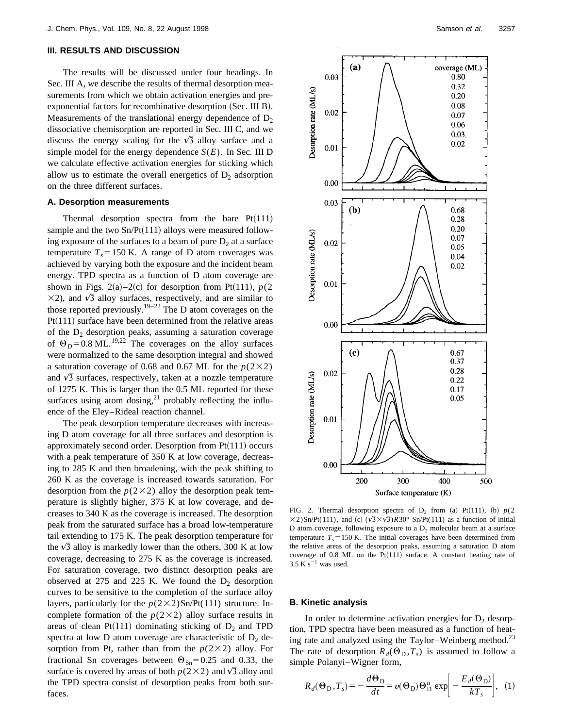## III. RESULTS AND DISCUSSION

The results will be discussed under four headings. In Sec. III A, we describe the results of thermal desorption measurements from which we obtain activation energies and pre-exponential factors for recombinative desorption (Sec. III B). Measurements of the translational energy dependence of $D_2$ dissociative chemisorption are reported in Sec. III C, and we discuss the energy scaling for the $\sqrt{3}$ alloy surface and a simple model for the energy dependence $S(E)$. In Sec. III D we calculate effective activation energies for sticking which allow us to estimate the overall energetics of $D_2$ adsorption on the three different surfaces.

### A. Desorption measurements

Thermal desorption spectra from the bare Pt(111) sample and the two Sn/Pt(111) alloys were measured following exposure of the surfaces to a beam of pure $D_2$ at a surface temperature $T_s = 150$ K. A range of D atom coverages was achieved by varying both the exposure and the incident beam energy. TPD spectra as a function of D atom coverage are shown in Figs. 2(a)–2(c) for desorption from Pt(111), $p(2\times2)$, and $\sqrt{3}$ alloy surfaces, respectively, and are similar to those reported previously.[19–22] The D atom coverages on the Pt(111) surface have been determined from the relative areas of the $D_2$ desorption peaks, assuming a saturation coverage of $\Theta_D = 0.8$ ML.[19,22] The coverages on the alloy surfaces were normalized to the same desorption integral and showed a saturation coverage of 0.68 and 0.67 ML for the $p(2\times2)$ and $\sqrt{3}$ surfaces, respectively, taken at a nozzle temperature of 1275 K. This is larger than the 0.5 ML reported for these surfaces using atom dosing,[21] probably reflecting the influence of the Eley–Rideal reaction channel.

The peak desorption temperature decreases with increasing D atom coverage for all three surfaces and desorption is approximately second order. Desorption from Pt(111) occurs with a peak temperature of 350 K at low coverage, decreasing to 285 K and then broadening, with the peak shifting to 260 K as the coverage is increased towards saturation. For desorption from the $p(2\times2)$ alloy the desorption peak temperature is slightly higher, 375 K at low coverage, and decreases to 340 K as the coverage is increased. The desorption peak from the saturated surface has a broad low-temperature tail extending to 175 K. The peak desorption temperature for the $\sqrt{3}$ alloy is markedly lower than the others, 300 K at low coverage, decreasing to 275 K as the coverage is increased. For saturation coverage, two distinct desorption peaks are observed at 275 and 225 K. We found the $D_2$ desorption curves to be sensitive to the completion of the surface alloy layers, particularly for the $p(2\times2)$Sn/Pt(111) structure. Incomplete formation of the $p(2\times2)$ alloy surface results in areas of clean Pt(111) dominating sticking of $D_2$ and TPD spectra at low D atom coverage are characteristic of $D_2$ desorption from Pt, rather than from the $p(2\times2)$ alloy. For fractional Sn coverages between $\Theta_{Sn} = 0.25$ and 0.33, the surface is covered by areas of both $p(2\times2)$ and $\sqrt{3}$ alloy and the TPD spectra consist of desorption peaks from both surfaces.

FIG. 2. Thermal desorption spectra of $D_2$ from (a) Pt(111), (b) $p(2\times2)$Sn/Pt(111), and (c) $(\sqrt{3}\times\sqrt{3})R30°$ Sn/Pt(111) as a function of initial D atom coverage, following exposure to a $D_2$ molecular beam at a surface temperature $T_s = 150$ K. The initial coverages have been determined from the relative areas of the desorption peaks, assuming a saturation D atom coverage of 0.8 ML on the Pt(111) surface. A constant heating rate of 3.5 K s$^{-1}$ was used.

### B. Kinetic analysis

In order to determine activation energies for $D_2$ desorption, TPD spectra have been measured as a function of heating rate and analyzed using the Taylor–Weinberg method.[23] The rate of desorption $R_d(\Theta_D, T_s)$ is assumed to follow a simple Polanyi–Wigner form,

$$R_d(\Theta_D, T_s) = -\frac{d\Theta_D}{dt} = \nu(\Theta_D)\Theta_D^n \exp\left[-\frac{E_d(\Theta_D)}{kT_s}\right], \quad (1)$$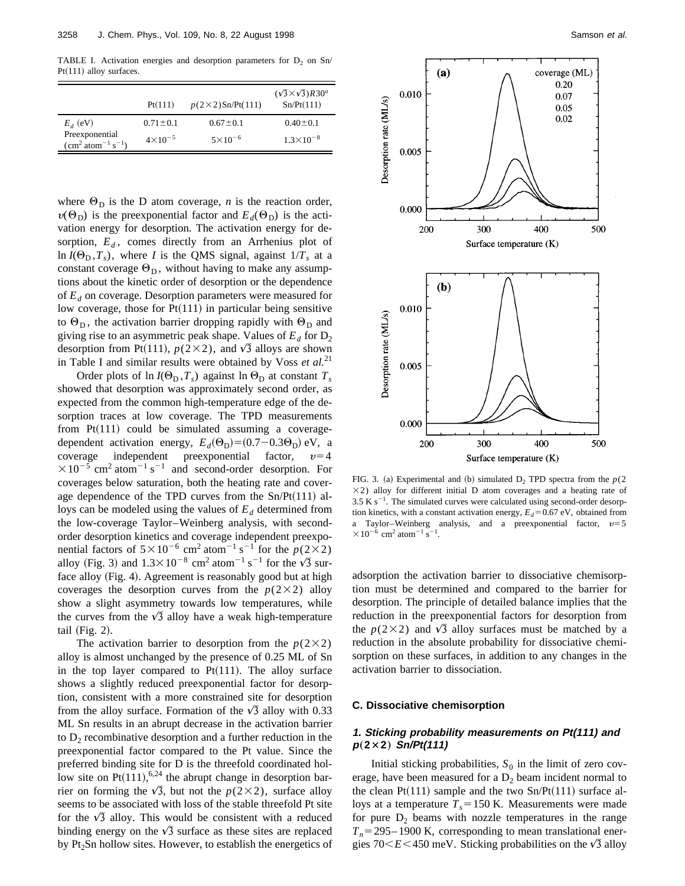TABLE I. Activation energies and desorption parameters for $D_2$ on Sn/Pt(111) alloy surfaces.

| | Pt(111) | $p(2\times2)$Sn/Pt(111) | $(\sqrt{3}\times\sqrt{3})R30°$ Sn/Pt(111) |
|---|---|---|---|
| $E_d$ (eV) | $0.71\pm0.1$ | $0.67\pm0.1$ | $0.40\pm0.1$ |
| Preexponential ($\mathrm{cm^2\,atom^{-1}\,s^{-1}}$) | $4\times10^{-5}$ | $5\times10^{-6}$ | $1.3\times10^{-8}$ |

where $\Theta_D$ is the D atom coverage, $n$ is the reaction order, $\upsilon(\Theta_D)$ is the preexponential factor and $E_d(\Theta_D)$ is the activation energy for desorption. The activation energy for desorption, $E_d$, comes directly from an Arrhenius plot of $\ln I(\Theta_D,T_s)$, where $I$ is the QMS signal, against $1/T_s$ at a constant coverage $\Theta_D$, without having to make any assumptions about the kinetic order of desorption or the dependence of $E_d$ on coverage. Desorption parameters were measured for low coverage, those for Pt(111) in particular being sensitive to $\Theta_D$, the activation barrier dropping rapidly with $\Theta_D$ and giving rise to an asymmetric peak shape. Values of $E_d$ for $D_2$ desorption from Pt(111), $p(2\times2)$, and $\sqrt{3}$ alloys are shown in Table I and similar results were obtained by Voss *et al.*[21]

Order plots of $\ln I(\Theta_D,T_s)$ against $\ln \Theta_D$ at constant $T_s$ showed that desorption was approximately second order, as expected from the common high-temperature edge of the desorption traces at low coverage. The TPD measurements from Pt(111) could be simulated assuming a coverage-dependent activation energy, $E_d(\Theta_D)=(0.7-0.3\Theta_D)$ eV, a coverage independent preexponential factor, $\upsilon=4\times10^{-5}\,\mathrm{cm^2\,atom^{-1}\,s^{-1}}$ and second-order desorption. For coverages below saturation, both the heating rate and coverage dependence of the TPD curves from the Sn/Pt(111) alloys can be modeled using the values of $E_d$ determined from the low-coverage Taylor–Weinberg analysis, with second-order desorption kinetics and coverage independent preexponential factors of $5\times10^{-6}\,\mathrm{cm^2\,atom^{-1}\,s^{-1}}$ for the $p(2\times2)$ alloy (Fig. 3) and $1.3\times10^{-8}\,\mathrm{cm^2\,atom^{-1}\,s^{-1}}$ for the $\sqrt{3}$ surface alloy (Fig. 4). Agreement is reasonably good but at high coverages the desorption curves from the $p(2\times2)$ alloy show a slight asymmetry towards low temperatures, while the curves from the $\sqrt{3}$ alloy have a weak high-temperature tail (Fig. 2).

The activation barrier to desorption from the $p(2\times2)$ alloy is almost unchanged by the presence of 0.25 ML of Sn in the top layer compared to Pt(111). The alloy surface shows a slightly reduced preexponential factor for desorption, consistent with a more constrained site for desorption from the alloy surface. Formation of the $\sqrt{3}$ alloy with 0.33 ML Sn results in an abrupt decrease in the activation barrier to $D_2$ recombinative desorption and a further reduction in the preexponential factor compared to the Pt value. Since the preferred binding site for D is the threefold coordinated hollow site on Pt(111),[6,24] the abrupt change in desorption barrier on forming the $\sqrt{3}$, but not the $p(2\times2)$, surface alloy seems to be associated with loss of the stable threefold Pt site for the $\sqrt{3}$ alloy. This would be consistent with a reduced binding energy on the $\sqrt{3}$ surface as these sites are replaced by $Pt_2Sn$ hollow sites. However, to establish the energetics of adsorption the activation barrier to dissociative chemisorption must be determined and compared to the barrier for desorption. The principle of detailed balance implies that the reduction in the preexponential factors for desorption from the $p(2\times2)$ and $\sqrt{3}$ alloy surfaces must be matched by a reduction in the absolute probability for dissociative chemisorption on these surfaces, in addition to any changes in the activation barrier to dissociation.

FIG. 3. (a) Experimental and (b) simulated $D_2$ TPD spectra from the $p(2\times2)$ alloy for different initial D atom coverages and a heating rate of $3.5\,\mathrm{K\,s^{-1}}$. The simulated curves were calculated using second-order desorption kinetics, with a constant activation energy, $E_d=0.67$ eV, obtained from a Taylor–Weinberg analysis, and a preexponential factor, $\upsilon=5\times10^{-6}\,\mathrm{cm^2\,atom^{-1}\,s^{-1}}$.

### C. Dissociative chemisorption

#### 1. Sticking probability measurements on Pt(111) and $p(2\times2)$ Sn/Pt(111)

Initial sticking probabilities, $S_0$ in the limit of zero coverage, have been measured for a $D_2$ beam incident normal to the clean Pt(111) sample and the two Sn/Pt(111) surface alloys at a temperature $T_s=150$ K. Measurements were made for pure $D_2$ beams with nozzle temperatures in the range $T_n=295$–1900 K, corresponding to mean translational energies $70<E<450$ meV. Sticking probabilities on the $\sqrt{3}$ alloy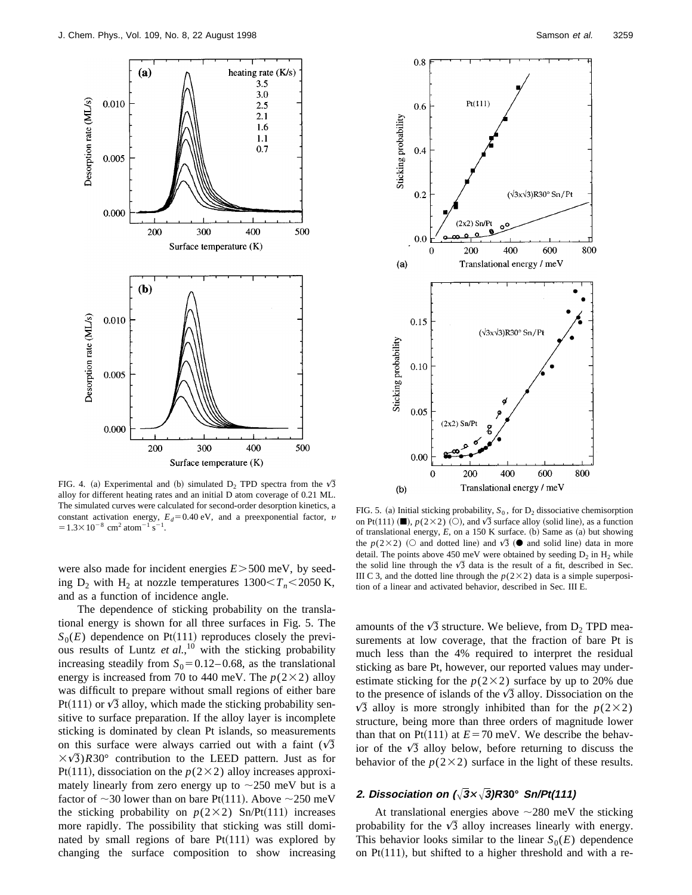FIG. 4. (a) Experimental and (b) simulated $D_2$ TPD spectra from the $\sqrt{3}$ alloy for different heating rates and an initial D atom coverage of 0.21 ML. The simulated curves were calculated for second-order desorption kinetics, a constant activation energy, $E_d = 0.40$ eV, and a preexponential factor, $\upsilon = 1.3\times10^{-8}$ cm$^2$ atom$^{-1}$ s$^{-1}$.

FIG. 5. (a) Initial sticking probability, $S_0$, for $D_2$ dissociative chemisorption on Pt(111) (■), $p(2\times2)$ (○), and $\sqrt{3}$ surface alloy (solid line), as a function of translational energy, $E$, on a 150 K surface. (b) Same as (a) but showing the $p(2\times2)$ (○ and dotted line) and $\sqrt{3}$ (● and solid line) data in more detail. The points above 450 meV were obtained by seeding $D_2$ in $H_2$ while the solid line through the $\sqrt{3}$ data is the result of a fit, described in Sec. III C 3, and the dotted line through the $p(2\times2)$ data is a simple superposition of a linear and activated behavior, described in Sec. III E.

were also made for incident energies $E > 500$ meV, by seeding $D_2$ with $H_2$ at nozzle temperatures $1300 < T_n < 2050$ K, and as a function of incidence angle.

The dependence of sticking probability on the translational energy is shown for all three surfaces in Fig. 5. The $S_0(E)$ dependence on Pt(111) reproduces closely the previous results of Luntz *et al.*,[10] with the sticking probability increasing steadily from $S_0 = 0.12$–$0.68$, as the translational energy is increased from 70 to 440 meV. The $p(2\times2)$ alloy was difficult to prepare without small regions of either bare Pt(111) or $\sqrt{3}$ alloy, which made the sticking probability sensitive to surface preparation. If the alloy layer is incomplete sticking is dominated by clean Pt islands, so measurements on this surface were always carried out with a faint $(\sqrt{3}\times\sqrt{3})R30°$ contribution to the LEED pattern. Just as for Pt(111), dissociation on the $p(2\times2)$ alloy increases approximately linearly from zero energy up to ~250 meV but is a factor of ~30 lower than on bare Pt(111). Above ~250 meV the sticking probability on $p(2\times2)$ Sn/Pt(111) increases more rapidly. The possibility that sticking was still dominated by small regions of bare Pt(111) was explored by changing the surface composition to show increasing amounts of the $\sqrt{3}$ structure. We believe, from $D_2$ TPD measurements at low coverage, that the fraction of bare Pt is much less than the 4% required to interpret the residual sticking as bare Pt, however, our reported values may underestimate sticking for the $p(2\times2)$ surface by up to 20% due to the presence of islands of the $\sqrt{3}$ alloy. Dissociation on the $\sqrt{3}$ alloy is more strongly inhibited than for the $p(2\times2)$ structure, being more than three orders of magnitude lower than that on Pt(111) at $E = 70$ meV. We describe the behavior of the $\sqrt{3}$ alloy below, before returning to discuss the behavior of the $p(2\times2)$ surface in the light of these results.

### 2. Dissociation on $(\sqrt{3}\times\sqrt{3})R30°$ Sn/Pt(111)

At translational energies above ~280 meV the sticking probability for the $\sqrt{3}$ alloy increases linearly with energy. This behavior looks similar to the linear $S_0(E)$ dependence on Pt(111), but shifted to a higher threshold and with a re-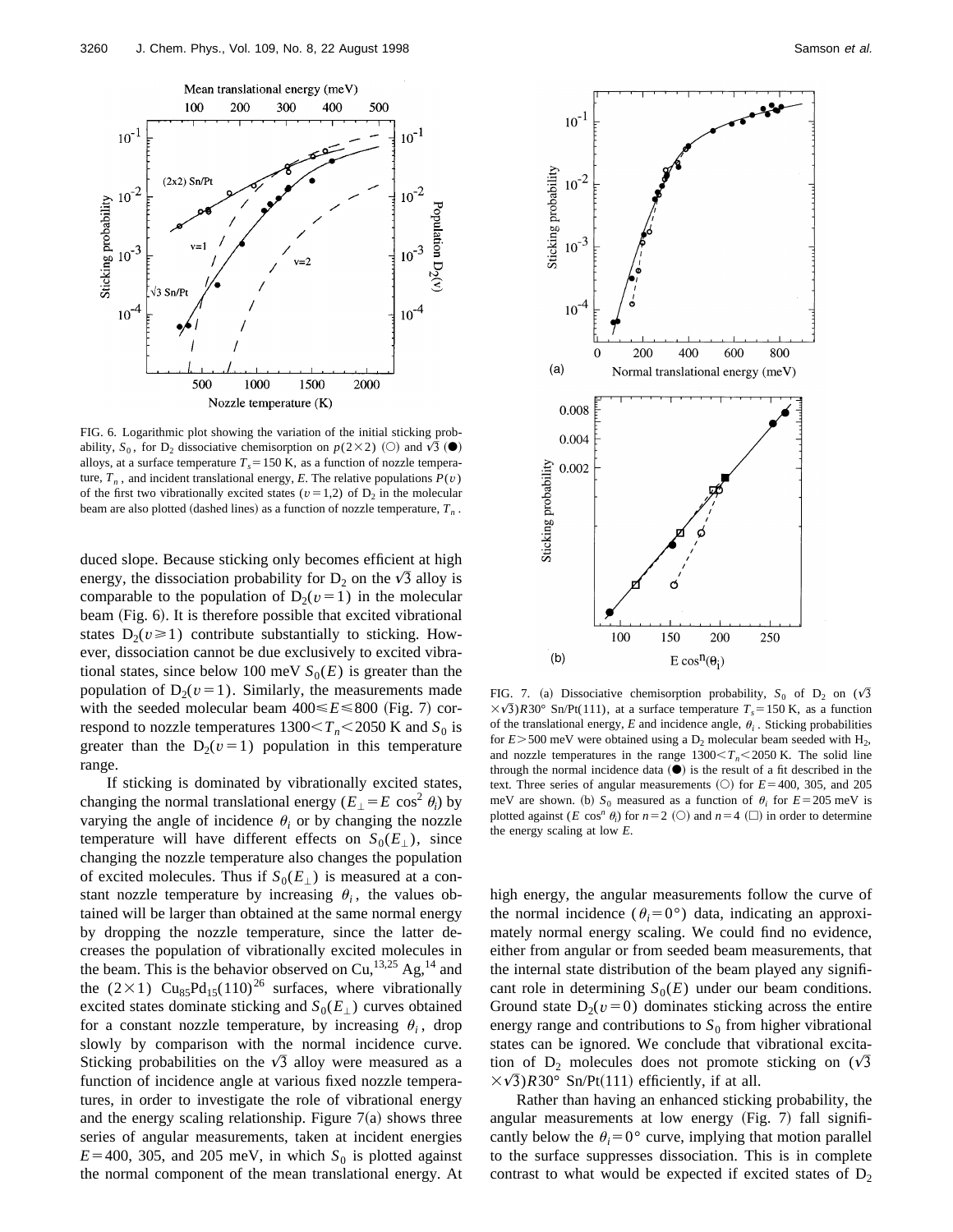FIG. 6. Logarithmic plot showing the variation of the initial sticking probability, $S_0$, for $D_2$ dissociative chemisorption on $p(2\times2)$ (○) and $\sqrt{3}$ (●) alloys, at a surface temperature $T_s = 150$ K, as a function of nozzle temperature, $T_n$, and incident translational energy, $E$. The relative populations $P(v)$ of the first two vibrationally excited states ($v = 1,2$) of $D_2$ in the molecular beam are also plotted (dashed lines) as a function of nozzle temperature, $T_n$.

duced slope. Because sticking only becomes efficient at high energy, the dissociation probability for $D_2$ on the $\sqrt{3}$ alloy is comparable to the population of $D_2(v=1)$ in the molecular beam (Fig. 6). It is therefore possible that excited vibrational states $D_2(v \geq 1)$ contribute substantially to sticking. However, dissociation cannot be due exclusively to excited vibrational states, since below 100 meV $S_0(E)$ is greater than the population of $D_2(v=1)$. Similarly, the measurements made with the seeded molecular beam $400 \leq E \leq 800$ (Fig. 7) correspond to nozzle temperatures $1300 < T_n < 2050$ K and $S_0$ is greater than the $D_2(v=1)$ population in this temperature range.

If sticking is dominated by vibrationally excited states, changing the normal translational energy ($E_\perp = E \cos^2 \theta_i$) by varying the angle of incidence $\theta_i$ or by changing the nozzle temperature will have different effects on $S_0(E_\perp)$, since changing the nozzle temperature also changes the population of excited molecules. Thus if $S_0(E_\perp)$ is measured at a constant nozzle temperature by increasing $\theta_i$, the values obtained will be larger than obtained at the same normal energy by dropping the nozzle temperature, since the latter decreases the population of vibrationally excited molecules in the beam. This is the behavior observed on Cu,[13,25] Ag,[14] and the $(2\times1)$ $Cu_{85}Pd_{15}(110)$[26] surfaces, where vibrationally excited states dominate sticking and $S_0(E_\perp)$ curves obtained for a constant nozzle temperature, by increasing $\theta_i$, drop slowly by comparison with the normal incidence curve. Sticking probabilities on the $\sqrt{3}$ alloy were measured as a function of incidence angle at various fixed nozzle temperatures, in order to investigate the role of vibrational energy and the energy scaling relationship. Figure 7(a) shows three series of angular measurements, taken at incident energies $E = 400$, 305, and 205 meV, in which $S_0$ is plotted against the normal component of the mean translational energy. At high energy, the angular measurements follow the curve of the normal incidence ($\theta_i = 0°$) data, indicating an approximately normal energy scaling. We could find no evidence, either from angular or from seeded beam measurements, that the internal state distribution of the beam played any significant role in determining $S_0(E)$ under our beam conditions. Ground state $D_2(v=0)$ dominates sticking across the entire energy range and contributions to $S_0$ from higher vibrational states can be ignored. We conclude that vibrational excitation of $D_2$ molecules does not promote sticking on $(\sqrt{3}\times\sqrt{3})R30°$ Sn/Pt(111) efficiently, if at all.

FIG. 7. (a) Dissociative chemisorption probability, $S_0$ of $D_2$ on $(\sqrt{3}\times\sqrt{3})R30°$ Sn/Pt(111), at a surface temperature $T_s = 150$ K, as a function of the translational energy, $E$ and incidence angle, $\theta_i$. Sticking probabilities for $E > 500$ meV were obtained using a $D_2$ molecular beam seeded with $H_2$, and nozzle temperatures in the range $1300 < T_n < 2050$ K. The solid line through the normal incidence data (●) is the result of a fit described in the text. Three series of angular measurements (○) for $E = 400$, 305, and 205 meV are shown. (b) $S_0$ measured as a function of $\theta_i$ for $E = 205$ meV is plotted against ($E \cos^n \theta_i$) for $n=2$ (○) and $n=4$ (□) in order to determine the energy scaling at low $E$.

Rather than having an enhanced sticking probability, the angular measurements at low energy (Fig. 7) fall significantly below the $\theta_i = 0°$ curve, implying that motion parallel to the surface suppresses dissociation. This is in complete contrast to what would be expected if excited states of $D_2$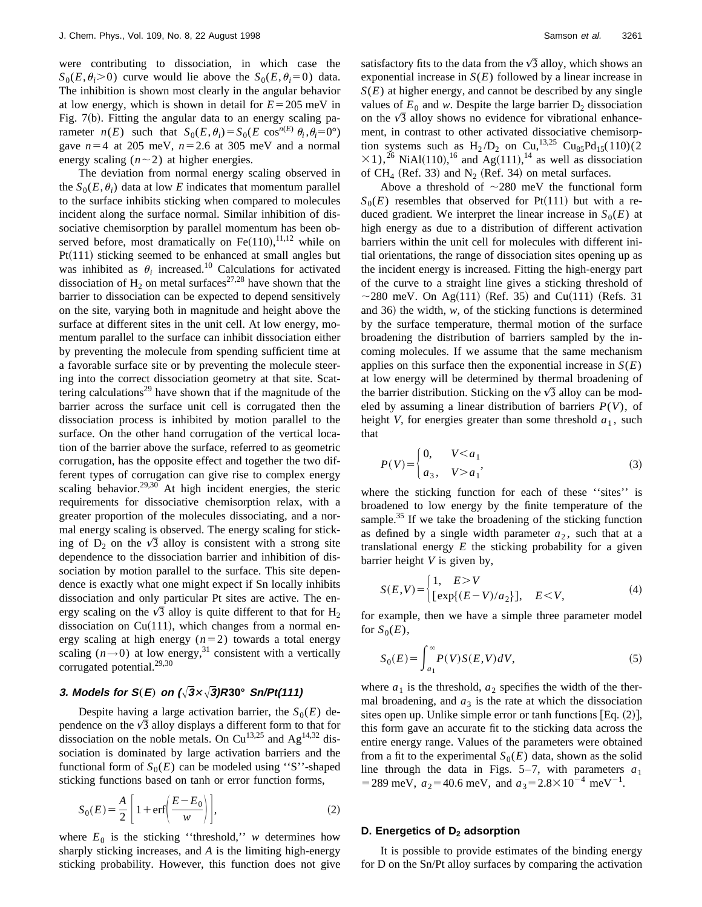were contributing to dissociation, in which case the $S_0(E,\theta_i>0)$ curve would lie above the $S_0(E,\theta_i=0)$ data. The inhibition is shown most clearly in the angular behavior at low energy, which is shown in detail for $E=205$ meV in Fig. 7(b). Fitting the angular data to an energy scaling parameter $n(E)$ such that $S_0(E,\theta_i)=S_0(E\cos^{n(E)}\theta_i,\theta_i=0°)$ gave $n=4$ at 205 meV, $n=2.6$ at 305 meV and a normal energy scaling $(n\sim2)$ at higher energies.

The deviation from normal energy scaling observed in the $S_0(E,\theta_i)$ data at low $E$ indicates that momentum parallel to the surface inhibits sticking when compared to molecules incident along the surface normal. Similar inhibition of dissociative chemisorption by parallel momentum has been observed before, most dramatically on Fe(110),[11,12] while on Pt(111) sticking seemed to be enhanced at small angles but was inhibited as $\theta_i$ increased.[10] Calculations for activated dissociation of $H_2$ on metal surfaces[27,28] have shown that the barrier to dissociation can be expected to depend sensitively on the site, varying both in magnitude and height above the surface at different sites in the unit cell. At low energy, momentum parallel to the surface can inhibit dissociation either by preventing the molecule from spending sufficient time at a favorable surface site or by preventing the molecule steering into the correct dissociation geometry at that site. Scattering calculations[29] have shown that if the magnitude of the barrier across the surface unit cell is corrugated then the dissociation process is inhibited by motion parallel to the surface. On the other hand corrugation of the vertical location of the barrier above the surface, referred to as geometric corrugation, has the opposite effect and together the two different types of corrugation can give rise to complex energy scaling behavior.[29,30] At high incident energies, the steric requirements for dissociative chemisorption relax, with a greater proportion of the molecules dissociating, and a normal energy scaling is observed. The energy scaling for sticking of $D_2$ on the $\sqrt{3}$ alloy is consistent with a strong site dependence to the dissociation barrier and inhibition of dissociation by motion parallel to the surface. This site dependence is exactly what one might expect if Sn locally inhibits dissociation and only particular Pt sites are active. The energy scaling on the $\sqrt{3}$ alloy is quite different to that for $H_2$ dissociation on Cu(111), which changes from a normal energy scaling at high energy $(n=2)$ towards a total energy scaling $(n\rightarrow0)$ at low energy,[31] consistent with a vertically corrugated potential.[29,30]

### 3. Models for $S(E)$ on $(\sqrt{3}\times\sqrt{3})R30°$ Sn/Pt(111)

Despite having a large activation barrier, the $S_0(E)$ dependence on the $\sqrt{3}$ alloy displays a different form to that for dissociation on the noble metals. On Cu[13,25] and Ag[14,32] dissociation is dominated by large activation barriers and the functional form of $S_0(E)$ can be modeled using ''S''-shaped sticking functions based on tanh or error function forms,

$$S_0(E)=\frac{A}{2}\left[1+\mathrm{erf}\left(\frac{E-E_0}{w}\right)\right],\tag{2}$$

where $E_0$ is the sticking ''threshold,'' $w$ determines how sharply sticking increases, and $A$ is the limiting high-energy sticking probability. However, this function does not give satisfactory fits to the data from the $\sqrt{3}$ alloy, which shows an exponential increase in $S(E)$ followed by a linear increase in $S(E)$ at higher energy, and cannot be described by any single values of $E_0$ and $w$. Despite the large barrier $D_2$ dissociation on the $\sqrt{3}$ alloy shows no evidence for vibrational enhancement, in contrast to other activated dissociative chemisorption systems such as $H_2/D_2$ on Cu,[13,25] $Cu_{85}Pd_{15}(110)(2\times1)$,[26] NiAl(110),[16] and Ag(111),[14] as well as dissociation of $CH_4$ (Ref. 33) and $N_2$ (Ref. 34) on metal surfaces.

Above a threshold of ~280 meV the functional form $S_0(E)$ resembles that observed for Pt(111) but with a reduced gradient. We interpret the linear increase in $S_0(E)$ at high energy as due to a distribution of different activation barriers within the unit cell for molecules with different initial orientations, the range of dissociation sites opening up as the incident energy is increased. Fitting the high-energy part of the curve to a straight line gives a sticking threshold of ~280 meV. On Ag(111) (Ref. 35) and Cu(111) (Refs. 31 and 36) the width, $w$, of the sticking functions is determined by the surface temperature, thermal motion of the surface broadening the distribution of barriers sampled by the incoming molecules. If we assume that the same mechanism applies on this surface then the exponential increase in $S(E)$ at low energy will be determined by thermal broadening of the barrier distribution. Sticking on the $\sqrt{3}$ alloy can be modeled by assuming a linear distribution of barriers $P(V)$, of height $V$, for energies greater than some threshold $a_1$, such that

$$P(V)=\begin{cases}0, & V<a_1\\ a_3, & V>a_1\end{cases},\tag{3}$$

where the sticking function for each of these ''sites'' is broadened to low energy by the finite temperature of the sample.[35] If we take the broadening of the sticking function as defined by a single width parameter $a_2$, such that at a translational energy $E$ the sticking probability for a given barrier height $V$ is given by,

$$S(E,V)=\begin{cases}1, & E>V\\ [\exp\{(E-V)/a_2\}], & E<V,\end{cases}\tag{4}$$

for example, then we have a simple three parameter model for $S_0(E)$,

$$S_0(E)=\int_{a_1}^{\infty}P(V)S(E,V)dV,\tag{5}$$

where $a_1$ is the threshold, $a_2$ specifies the width of the thermal broadening, and $a_3$ is the rate at which the dissociation sites open up. Unlike simple error or tanh functions [Eq. (2)], this form gave an accurate fit to the sticking data across the entire energy range. Values of the parameters were obtained from a fit to the experimental $S_0(E)$ data, shown as the solid line through the data in Figs. 5–7, with parameters $a_1=289$ meV, $a_2=40.6$ meV, and $a_3=2.8\times10^{-4}$ meV$^{-1}$.

## D. Energetics of $D_2$ adsorption

It is possible to provide estimates of the binding energy for D on the Sn/Pt alloy surfaces by comparing the activation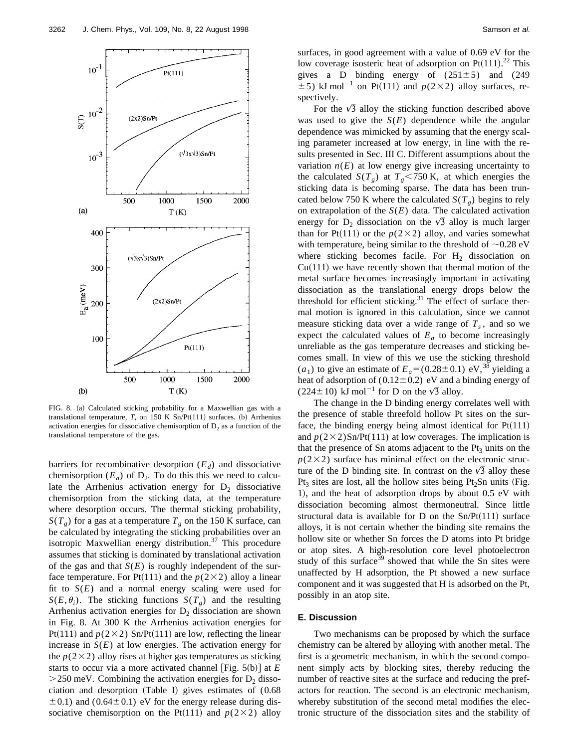FIG. 8. (a) Calculated sticking probability for a Maxwellian gas with a translational temperature, $T$, on 150 K Sn/Pt(111) surfaces. (b) Arrhenius activation energies for dissociative chemisorption of $D_2$ as a function of the translational temperature of the gas.

barriers for recombinative desorption ($E_d$) and dissociative chemisorption ($E_a$) of $D_2$. To do this this we need to calculate the Arrhenius activation energy for $D_2$ dissociative chemisorption from the sticking data, at the temperature where desorption occurs. The thermal sticking probability, $S(T_g)$ for a gas at a temperature $T_g$ on the 150 K surface, can be calculated by integrating the sticking probabilities over an isotropic Maxwellian energy distribution.[37] This procedure assumes that sticking is dominated by translational activation of the gas and that $S(E)$ is roughly independent of the surface temperature. For Pt(111) and the $p(2\times2)$ alloy a linear fit to $S(E)$ and a normal energy scaling were used for $S(E,\theta_i)$. The sticking functions $S(T_g)$ and the resulting Arrhenius activation energies for $D_2$ dissociation are shown in Fig. 8. At 300 K the Arrhenius activation energies for Pt(111) and $p(2\times2)$ Sn/Pt(111) are low, reflecting the linear increase in $S(E)$ at low energies. The activation energy for the $p(2\times2)$ alloy rises at higher gas temperatures as sticking starts to occur via a more activated channel [Fig. 5(b)] at $E > 250$ meV. Combining the activation energies for $D_2$ dissociation and desorption (Table I) gives estimates of ($0.68 \pm 0.1$) and ($0.64 \pm 0.1$) eV for the energy release during dissociative chemisorption on the Pt(111) and $p(2\times2)$ alloy surfaces, in good agreement with a value of 0.69 eV for the low coverage isosteric heat of adsorption on Pt(111).[22] This gives a D binding energy of ($251 \pm 5$) and ($249 \pm 5$) kJ mol$^{-1}$ on Pt(111) and $p(2\times2)$ alloy surfaces, respectively.

For the $\sqrt{3}$ alloy the sticking function described above was used to give the $S(E)$ dependence while the angular dependence was mimicked by assuming that the energy scaling parameter increased at low energy, in line with the results presented in Sec. III C. Different assumptions about the variation $n(E)$ at low energy give increasing uncertainty to the calculated $S(T_g)$ at $T_g < 750$ K, at which energies the sticking data is becoming sparse. The data has been truncated below 750 K where the calculated $S(T_g)$ begins to rely on extrapolation of the $S(E)$ data. The calculated activation energy for $D_2$ dissociation on the $\sqrt{3}$ alloy is much larger than for Pt(111) or the $p(2\times2)$ alloy, and varies somewhat with temperature, being similar to the threshold of ~0.28 eV where sticking becomes facile. For $H_2$ dissociation on Cu(111) we have recently shown that thermal motion of the metal surface becomes increasingly important in activating dissociation as the translational energy drops below the threshold for efficient sticking.[31] The effect of surface thermal motion is ignored in this calculation, since we cannot measure sticking data over a wide range of $T_s$, and so we expect the calculated values of $E_a$ to become increasingly unreliable as the gas temperature decreases and sticking becomes small. In view of this we use the sticking threshold ($a_1$) to give an estimate of $E_a = (0.28 \pm 0.1)$ eV,[38] yielding a heat of adsorption of ($0.12 \pm 0.2$) eV and a binding energy of ($224 \pm 10$) kJ mol$^{-1}$ for D on the $\sqrt{3}$ alloy.

The change in the D binding energy correlates well with the presence of stable threefold hollow Pt sites on the surface, the binding energy being almost identical for Pt(111) and $p(2\times2)$Sn/Pt(111) at low coverages. The implication is that the presence of Sn atoms adjacent to the $Pt_3$ units on the $p(2\times2)$ surface has minimal effect on the electronic structure of the D binding site. In contrast on the $\sqrt{3}$ alloy these $Pt_3$ sites are lost, all the hollow sites being $Pt_2Sn$ units (Fig. 1), and the heat of adsorption drops by about 0.5 eV with dissociation becoming almost thermoneutral. Since little structural data is available for D on the Sn/Pt(111) surface alloys, it is not certain whether the binding site remains the hollow site or whether Sn forces the D atoms into Pt bridge or atop sites. A high-resolution core level photoelectron study of this surface[39] showed that while the Sn sites were unaffected by H adsorption, the Pt showed a new surface component and it was suggested that H is adsorbed on the Pt, possibly in an atop site.

### E. Discussion

Two mechanisms can be proposed by which the surface chemistry can be altered by alloying with another metal. The first is a geometric mechanism, in which the second component simply acts by blocking sites, thereby reducing the number of reactive sites at the surface and reducing the prefactors for reaction. The second is an electronic mechanism, whereby substitution of the second metal modifies the electronic structure of the dissociation sites and the stability of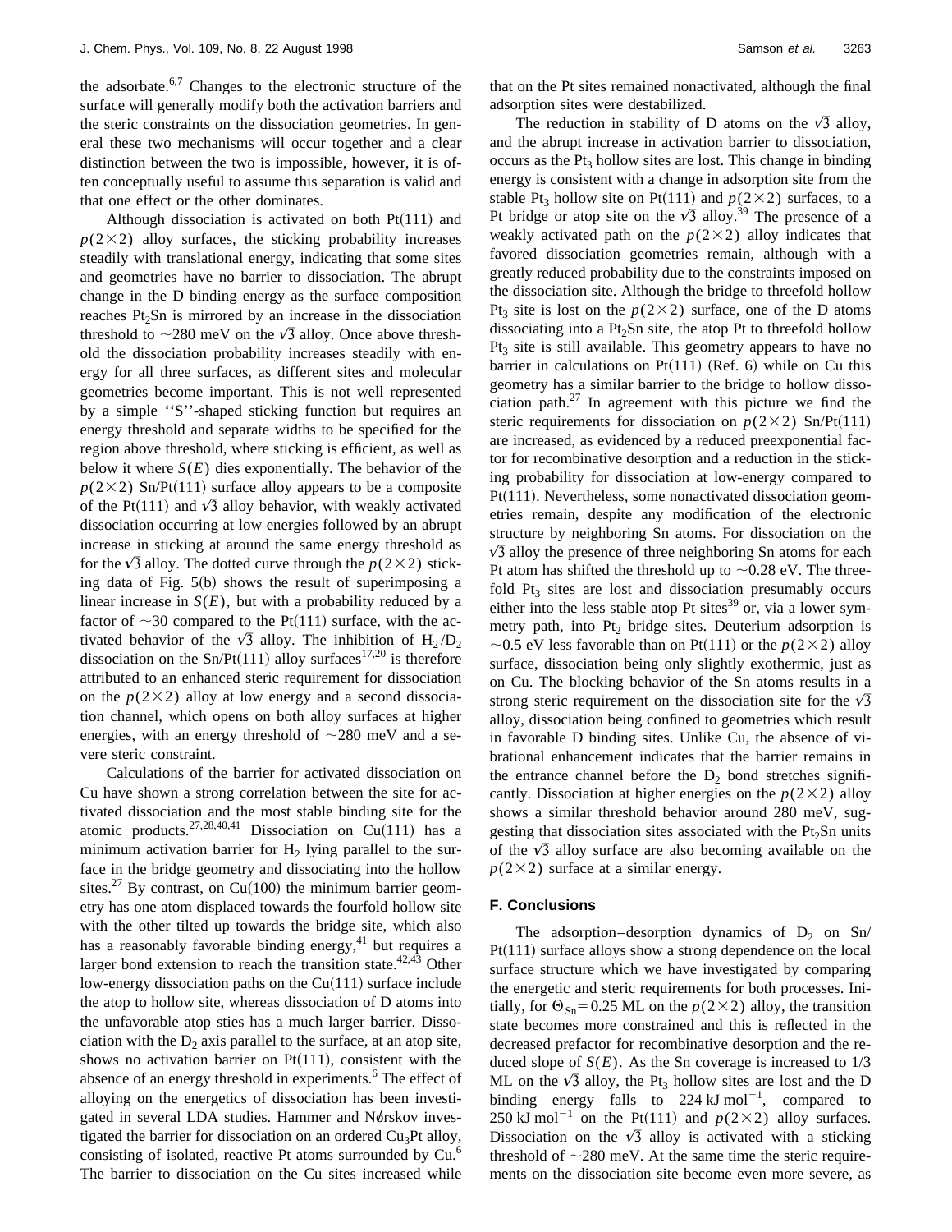the adsorbate.[6,7] Changes to the electronic structure of the surface will generally modify both the activation barriers and the steric constraints on the dissociation geometries. In general these two mechanisms will occur together and a clear distinction between the two is impossible, however, it is often conceptually useful to assume this separation is valid and that one effect or the other dominates.

Although dissociation is activated on both Pt(111) and $p(2\times2)$ alloy surfaces, the sticking probability increases steadily with translational energy, indicating that some sites and geometries have no barrier to dissociation. The abrupt change in the D binding energy as the surface composition reaches $Pt_2Sn$ is mirrored by an increase in the dissociation threshold to ~280 meV on the $\sqrt{3}$ alloy. Once above threshold the dissociation probability increases steadily with energy for all three surfaces, as different sites and molecular geometries become important. This is not well represented by a simple ''S''-shaped sticking function but requires an energy threshold and separate widths to be specified for the region above threshold, where sticking is efficient, as well as below it where $S(E)$ dies exponentially. The behavior of the $p(2\times2)$ Sn/Pt(111) surface alloy appears to be a composite of the Pt(111) and $\sqrt{3}$ alloy behavior, with weakly activated dissociation occurring at low energies followed by an abrupt increase in sticking at around the same energy threshold as for the $\sqrt{3}$ alloy. The dotted curve through the $p(2\times2)$ sticking data of Fig. 5(b) shows the result of superimposing a linear increase in $S(E)$, but with a probability reduced by a factor of ~30 compared to the Pt(111) surface, with the activated behavior of the $\sqrt{3}$ alloy. The inhibition of $H_2/D_2$ dissociation on the Sn/Pt(111) alloy surfaces[17,20] is therefore attributed to an enhanced steric requirement for dissociation on the $p(2\times2)$ alloy at low energy and a second dissociation channel, which opens on both alloy surfaces at higher energies, with an energy threshold of ~280 meV and a severe steric constraint.

Calculations of the barrier for activated dissociation on Cu have shown a strong correlation between the site for activated dissociation and the most stable binding site for the atomic products.[27,28,40,41] Dissociation on Cu(111) has a minimum activation barrier for $H_2$ lying parallel to the surface in the bridge geometry and dissociating into the hollow sites.[27] By contrast, on Cu(100) the minimum barrier geometry has one atom displaced towards the fourfold hollow site with the other tilted up towards the bridge site, which also has a reasonably favorable binding energy,[41] but requires a larger bond extension to reach the transition state.[42,43] Other low-energy dissociation paths on the Cu(111) surface include the atop to hollow site, whereas dissociation of D atoms into the unfavorable atop sties has a much larger barrier. Dissociation with the $D_2$ axis parallel to the surface, at an atop site, shows no activation barrier on Pt(111), consistent with the absence of an energy threshold in experiments.[6] The effect of alloying on the energetics of dissociation has been investigated in several LDA studies. Hammer and Nørskov investigated the barrier for dissociation on an ordered $Cu_3Pt$ alloy, consisting of isolated, reactive Pt atoms surrounded by Cu.[6] The barrier to dissociation on the Cu sites increased while that on the Pt sites remained nonactivated, although the final adsorption sites were destabilized.

The reduction in stability of D atoms on the $\sqrt{3}$ alloy, and the abrupt increase in activation barrier to dissociation, occurs as the $Pt_3$ hollow sites are lost. This change in binding energy is consistent with a change in adsorption site from the stable $Pt_3$ hollow site on Pt(111) and $p(2\times2)$ surfaces, to a Pt bridge or atop site on the $\sqrt{3}$ alloy.[39] The presence of a weakly activated path on the $p(2\times2)$ alloy indicates that favored dissociation geometries remain, although with a greatly reduced probability due to the constraints imposed on the dissociation site. Although the bridge to threefold hollow $Pt_3$ site is lost on the $p(2\times2)$ surface, one of the D atoms dissociating into a $Pt_2Sn$ site, the atop Pt to threefold hollow $Pt_3$ site is still available. This geometry appears to have no barrier in calculations on Pt(111) (Ref. 6) while on Cu this geometry has a similar barrier to the bridge to hollow dissociation path.[27] In agreement with this picture we find the steric requirements for dissociation on $p(2\times2)$ Sn/Pt(111) are increased, as evidenced by a reduced preexponential factor for recombinative desorption and a reduction in the sticking probability for dissociation at low-energy compared to Pt(111). Nevertheless, some nonactivated dissociation geometries remain, despite any modification of the electronic structure by neighboring Sn atoms. For dissociation on the $\sqrt{3}$ alloy the presence of three neighboring Sn atoms for each Pt atom has shifted the threshold up to ~0.28 eV. The threefold $Pt_3$ sites are lost and dissociation presumably occurs either into the less stable atop Pt sites[39] or, via a lower symmetry path, into $Pt_2$ bridge sites. Deuterium adsorption is ~0.5 eV less favorable than on Pt(111) or the $p(2\times2)$ alloy surface, dissociation being only slightly exothermic, just as on Cu. The blocking behavior of the Sn atoms results in a strong steric requirement on the dissociation site for the $\sqrt{3}$ alloy, dissociation being confined to geometries which result in favorable D binding sites. Unlike Cu, the absence of vibrational enhancement indicates that the barrier remains in the entrance channel before the $D_2$ bond stretches significantly. Dissociation at higher energies on the $p(2\times2)$ alloy shows a similar threshold behavior around 280 meV, suggesting that dissociation sites associated with the $Pt_2Sn$ units of the $\sqrt{3}$ alloy surface are also becoming available on the $p(2\times2)$ surface at a similar energy.

### F. Conclusions

The adsorption–desorption dynamics of $D_2$ on Sn/Pt(111) surface alloys show a strong dependence on the local surface structure which we have investigated by comparing the energetic and steric requirements for both processes. Initially, for $\Theta_{Sn}=0.25$ ML on the $p(2\times2)$ alloy, the transition state becomes more constrained and this is reflected in the decreased prefactor for recombinative desorption and the reduced slope of $S(E)$. As the Sn coverage is increased to 1/3 ML on the $\sqrt{3}$ alloy, the $Pt_3$ hollow sites are lost and the D binding energy falls to $224\,\mathrm{kJ\,mol^{-1}}$, compared to $250\,\mathrm{kJ\,mol^{-1}}$ on the Pt(111) and $p(2\times2)$ alloy surfaces. Dissociation on the $\sqrt{3}$ alloy is activated with a sticking threshold of ~280 meV. At the same time the steric requirements on the dissociation site become even more severe, as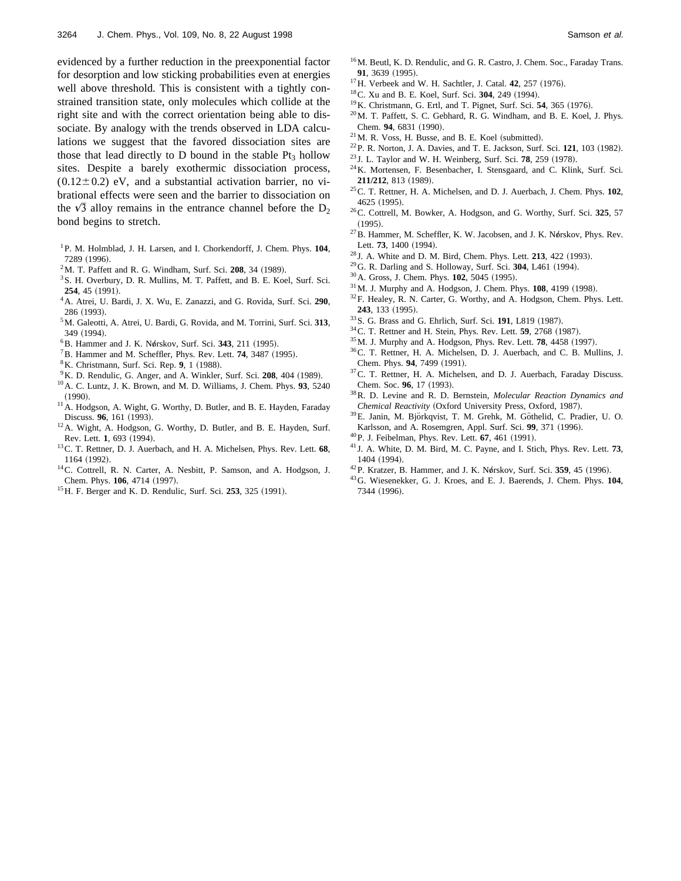evidenced by a further reduction in the preexponential factor for desorption and low sticking probabilities even at energies well above threshold. This is consistent with a tightly constrained transition state, only molecules which collide at the right site and with the correct orientation being able to dissociate. By analogy with the trends observed in LDA calculations we suggest that the favored dissociation sites are those that lead directly to D bound in the stable $Pt_3$ hollow sites. Despite a barely exothermic dissociation process, $(0.12 \pm 0.2)$ eV, and a substantial activation barrier, no vibrational effects were seen and the barrier to dissociation on the $\sqrt{3}$ alloy remains in the entrance channel before the $D_2$ bond begins to stretch.

[1] P. M. Holmblad, J. H. Larsen, and I. Chorkendorff, J. Chem. Phys. **104**, 7289 (1996).
[2] M. T. Paffett and R. G. Windham, Surf. Sci. **208**, 34 (1989).
[3] S. H. Overbury, D. R. Mullins, M. T. Paffett, and B. E. Koel, Surf. Sci. **254**, 45 (1991).
[4] A. Atrei, U. Bardi, J. X. Wu, E. Zanazzi, and G. Rovida, Surf. Sci. **290**, 286 (1993).
[5] M. Galeotti, A. Atrei, U. Bardi, G. Rovida, and M. Torrini, Surf. Sci. **313**, 349 (1994).
[6] B. Hammer and J. K. Nørskov, Surf. Sci. **343**, 211 (1995).
[7] B. Hammer and M. Scheffler, Phys. Rev. Lett. **74**, 3487 (1995).
[8] K. Christmann, Surf. Sci. Rep. **9**, 1 (1988).
[9] K. D. Rendulic, G. Anger, and A. Winkler, Surf. Sci. **208**, 404 (1989).
[10] A. C. Luntz, J. K. Brown, and M. D. Williams, J. Chem. Phys. **93**, 5240 (1990).
[11] A. Hodgson, A. Wight, G. Worthy, D. Butler, and B. E. Hayden, Faraday Discuss. **96**, 161 (1993).
[12] A. Wight, A. Hodgson, G. Worthy, D. Butler, and B. E. Hayden, Surf. Rev. Lett. **1**, 693 (1994).
[13] C. T. Rettner, D. J. Auerbach, and H. A. Michelsen, Phys. Rev. Lett. **68**, 1164 (1992).
[14] C. Cottrell, R. N. Carter, A. Nesbitt, P. Samson, and A. Hodgson, J. Chem. Phys. **106**, 4714 (1997).
[15] H. F. Berger and K. D. Rendulic, Surf. Sci. **253**, 325 (1991).
[16] M. Beutl, K. D. Rendulic, and G. R. Castro, J. Chem. Soc., Faraday Trans. **91**, 3639 (1995).
[17] H. Verbeek and W. H. Sachtler, J. Catal. **42**, 257 (1976).
[18] C. Xu and B. E. Koel, Surf. Sci. **304**, 249 (1994).
[19] K. Christmann, G. Ertl, and T. Pignet, Surf. Sci. **54**, 365 (1976).
[20] M. T. Paffett, S. C. Gebhard, R. G. Windham, and B. E. Koel, J. Phys. Chem. **94**, 6831 (1990).
[21] M. R. Voss, H. Busse, and B. E. Koel (submitted).
[22] P. R. Norton, J. A. Davies, and T. E. Jackson, Surf. Sci. **121**, 103 (1982).
[23] J. L. Taylor and W. H. Weinberg, Surf. Sci. **78**, 259 (1978).
[24] K. Mortensen, F. Besenbacher, I. Stensgaard, and C. Klink, Surf. Sci. **211/212**, 813 (1989).
[25] C. T. Rettner, H. A. Michelsen, and D. J. Auerbach, J. Chem. Phys. **102**, 4625 (1995).
[26] C. Cottrell, M. Bowker, A. Hodgson, and G. Worthy, Surf. Sci. **325**, 57 (1995).
[27] B. Hammer, M. Scheffler, K. W. Jacobsen, and J. K. Nørskov, Phys. Rev. Lett. **73**, 1400 (1994).
[28] J. A. White and D. M. Bird, Chem. Phys. Lett. **213**, 422 (1993).
[29] G. R. Darling and S. Holloway, Surf. Sci. **304**, L461 (1994).
[30] A. Gross, J. Chem. Phys. **102**, 5045 (1995).
[31] M. J. Murphy and A. Hodgson, J. Chem. Phys. **108**, 4199 (1998).
[32] F. Healey, R. N. Carter, G. Worthy, and A. Hodgson, Chem. Phys. Lett. **243**, 133 (1995).
[33] S. G. Brass and G. Ehrlich, Surf. Sci. **191**, L819 (1987).
[34] C. T. Rettner and H. Stein, Phys. Rev. Lett. **59**, 2768 (1987).
[35] M. J. Murphy and A. Hodgson, Phys. Rev. Lett. **78**, 4458 (1997).
[36] C. T. Rettner, H. A. Michelsen, D. J. Auerbach, and C. B. Mullins, J. Chem. Phys. **94**, 7499 (1991).
[37] C. T. Rettner, H. A. Michelsen, and D. J. Auerbach, Faraday Discuss. Chem. Soc. **96**, 17 (1993).
[38] R. D. Levine and R. D. Bernstein, *Molecular Reaction Dynamics and Chemical Reactivity* (Oxford University Press, Oxford, 1987).
[39] E. Janin, M. Björkqvist, T. M. Grehk, M. Göthelid, C. Pradier, U. O. Karlsson, and A. Rosemgren, Appl. Surf. Sci. **99**, 371 (1996).
[40] P. J. Feibelman, Phys. Rev. Lett. **67**, 461 (1991).
[41] J. A. White, D. M. Bird, M. C. Payne, and I. Stich, Phys. Rev. Lett. **73**, 1404 (1994).
[42] P. Kratzer, B. Hammer, and J. K. Nørskov, Surf. Sci. **359**, 45 (1996).
[43] G. Wiesenekker, G. J. Kroes, and E. J. Baerends, J. Chem. Phys. **104**, 7344 (1996).